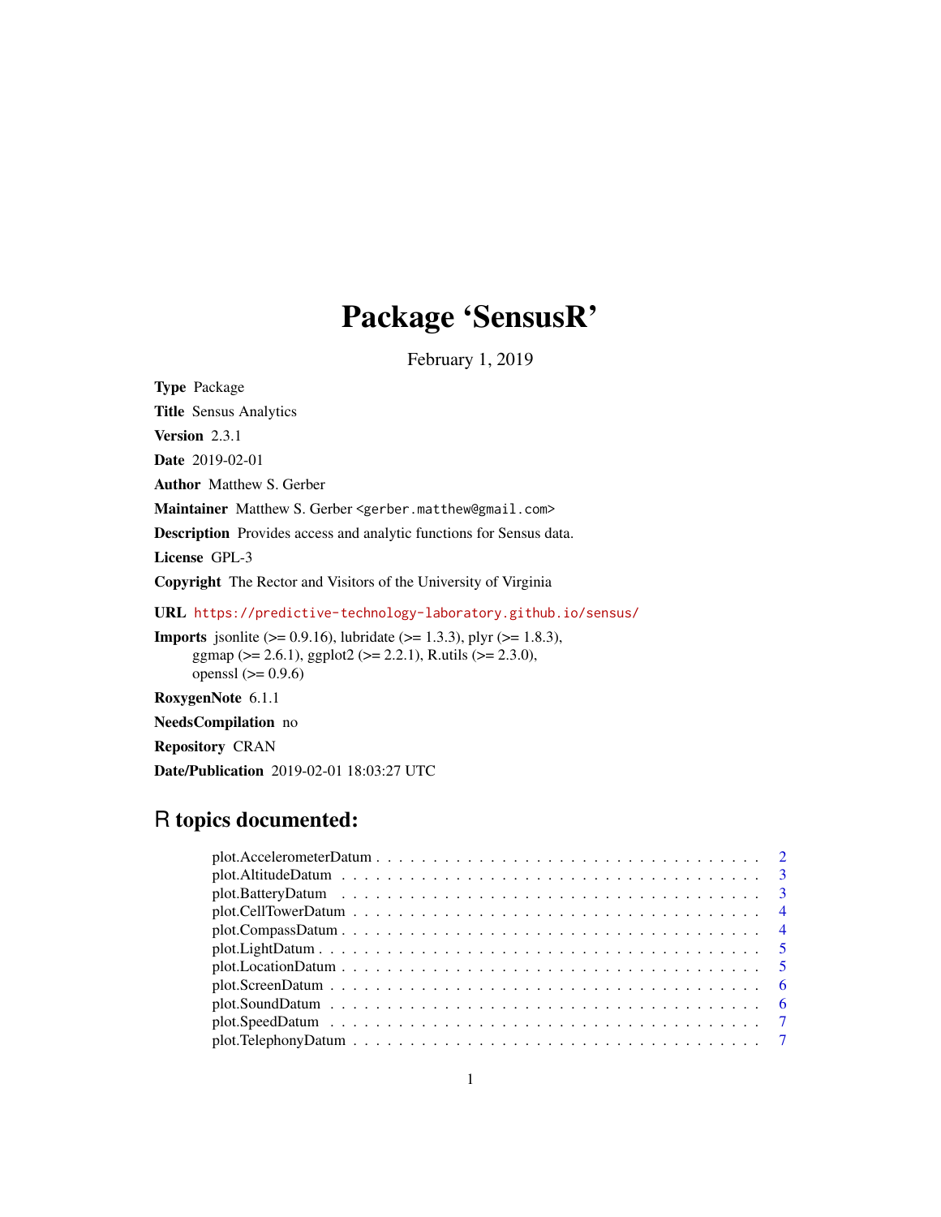# Package 'SensusR'

February 1, 2019

**Type** Package

**Title** Sensus Analytics

**Version** 2.3.1

**Date** 2019-02-01

**Author** Matthew S. Gerber

**Maintainer** Matthew S. Gerber <gerber.matthew@gmail.com>

**Description** Provides access and analytic functions for Sensus data.

**License** GPL-3

**Copyright** The Rector and Visitors of the University of Virginia

**URL** https://predictive-technology-laboratory.github.io/sensus/

**Imports** jsonlite (>= 0.9.16), lubridate (>= 1.3.3), plyr (>= 1.8.3), ggmap (>= 2.6.1), ggplot2 (>= 2.2.1), R.utils (>= 2.3.0), openssl (>= 0.9.6)

**RoxygenNote** 6.1.1

**NeedsCompilation** no

**Repository** CRAN

**Date/Publication** 2019-02-01 18:03:27 UTC

## R topics documented:

plot.AccelerometerDatum . . . . . . . . . . . . . . . . . . . . . . . . . . . . . . . . . 2
plot.AltitudeDatum . . . . . . . . . . . . . . . . . . . . . . . . . . . . . . . . . . . . 3
plot.BatteryDatum . . . . . . . . . . . . . . . . . . . . . . . . . . . . . . . . . . . . 3
plot.CellTowerDatum . . . . . . . . . . . . . . . . . . . . . . . . . . . . . . . . . . . 4
plot.CompassDatum . . . . . . . . . . . . . . . . . . . . . . . . . . . . . . . . . . . . 4
plot.LightDatum . . . . . . . . . . . . . . . . . . . . . . . . . . . . . . . . . . . . . 5
plot.LocationDatum . . . . . . . . . . . . . . . . . . . . . . . . . . . . . . . . . . . . 5
plot.ScreenDatum . . . . . . . . . . . . . . . . . . . . . . . . . . . . . . . . . . . . . 6
plot.SoundDatum . . . . . . . . . . . . . . . . . . . . . . . . . . . . . . . . . . . . . 6
plot.SpeedDatum . . . . . . . . . . . . . . . . . . . . . . . . . . . . . . . . . . . . . 7
plot.TelephonyDatum . . . . . . . . . . . . . . . . . . . . . . . . . . . . . . . . . . . 7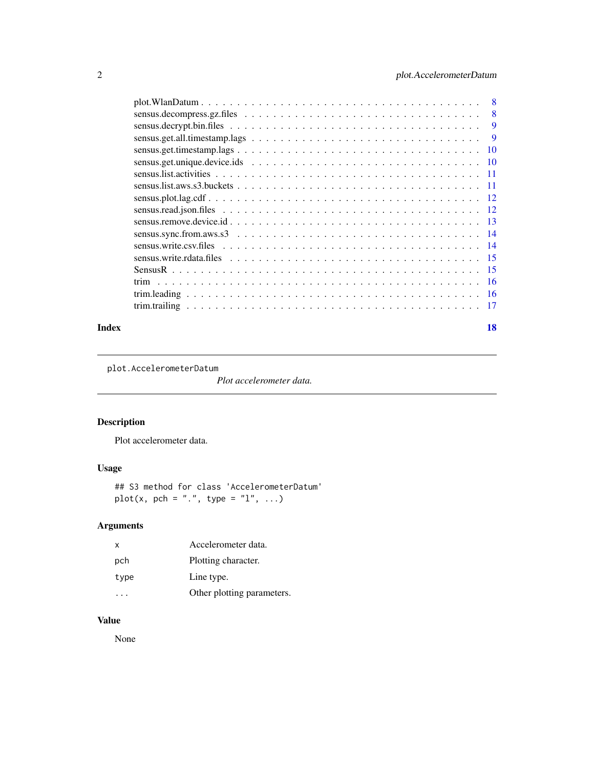plot.WlanDatum . . . . . . . . . . . . . . . . . . . . . . . . . . . . . . . . . . . 8
sensus.decompress.gz.files . . . . . . . . . . . . . . . . . . . . . . . . . . . . . 8
sensus.decrypt.bin.files . . . . . . . . . . . . . . . . . . . . . . . . . . . . . . 9
sensus.get.all.timestamp.lags . . . . . . . . . . . . . . . . . . . . . . . . . . . 9
sensus.get.timestamp.lags . . . . . . . . . . . . . . . . . . . . . . . . . . . . . 10
sensus.get.unique.device.ids . . . . . . . . . . . . . . . . . . . . . . . . . . . . 10
sensus.list.activities . . . . . . . . . . . . . . . . . . . . . . . . . . . . . . . 11
sensus.list.aws.s3.buckets . . . . . . . . . . . . . . . . . . . . . . . . . . . . . 11
sensus.plot.lag.cdf . . . . . . . . . . . . . . . . . . . . . . . . . . . . . . . . 12
sensus.read.json.files . . . . . . . . . . . . . . . . . . . . . . . . . . . . . . . 12
sensus.remove.device.id . . . . . . . . . . . . . . . . . . . . . . . . . . . . . . 13
sensus.sync.from.aws.s3 . . . . . . . . . . . . . . . . . . . . . . . . . . . . . . 14
sensus.write.csv.files . . . . . . . . . . . . . . . . . . . . . . . . . . . . . . . 14
sensus.write.rdata.files . . . . . . . . . . . . . . . . . . . . . . . . . . . . . . 15
SensusR . . . . . . . . . . . . . . . . . . . . . . . . . . . . . . . . . . . . . . . 15
trim . . . . . . . . . . . . . . . . . . . . . . . . . . . . . . . . . . . . . . . . 16
trim.leading . . . . . . . . . . . . . . . . . . . . . . . . . . . . . . . . . . . . 16
trim.trailing . . . . . . . . . . . . . . . . . . . . . . . . . . . . . . . . . . . . 17

**Index** **18**

---

`plot.AccelerometerDatum` *Plot accelerometer data.*

---

## Description

Plot accelerometer data.

## Usage

```
## S3 method for class 'AccelerometerDatum'
plot(x, pch = ".", type = "l", ...)
```

## Arguments

| | |
|---|---|
| `x` | Accelerometer data. |
| `pch` | Plotting character. |
| `type` | Line type. |
| `...` | Other plotting parameters. |

## Value

None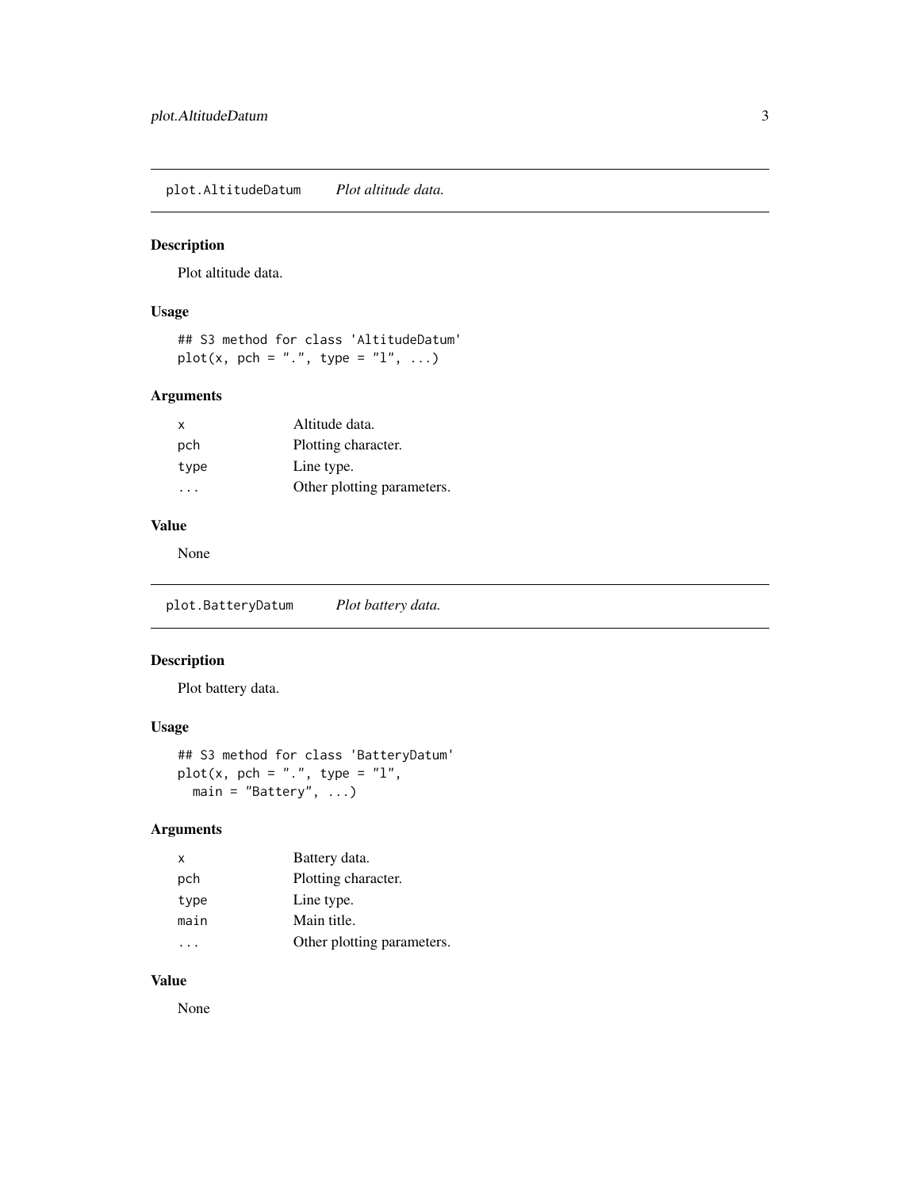## plot.AltitudeDatum *Plot altitude data.*

### Description

Plot altitude data.

### Usage

```
## S3 method for class 'AltitudeDatum'
plot(x, pch = ".", type = "l", ...)
```

### Arguments

| | |
|---|---|
| `x` | Altitude data. |
| `pch` | Plotting character. |
| `type` | Line type. |
| `...` | Other plotting parameters. |

### Value

None

## plot.BatteryDatum *Plot battery data.*

### Description

Plot battery data.

### Usage

```
## S3 method for class 'BatteryDatum'
plot(x, pch = ".", type = "l",
  main = "Battery", ...)
```

### Arguments

| | |
|---|---|
| `x` | Battery data. |
| `pch` | Plotting character. |
| `type` | Line type. |
| `main` | Main title. |
| `...` | Other plotting parameters. |

### Value

None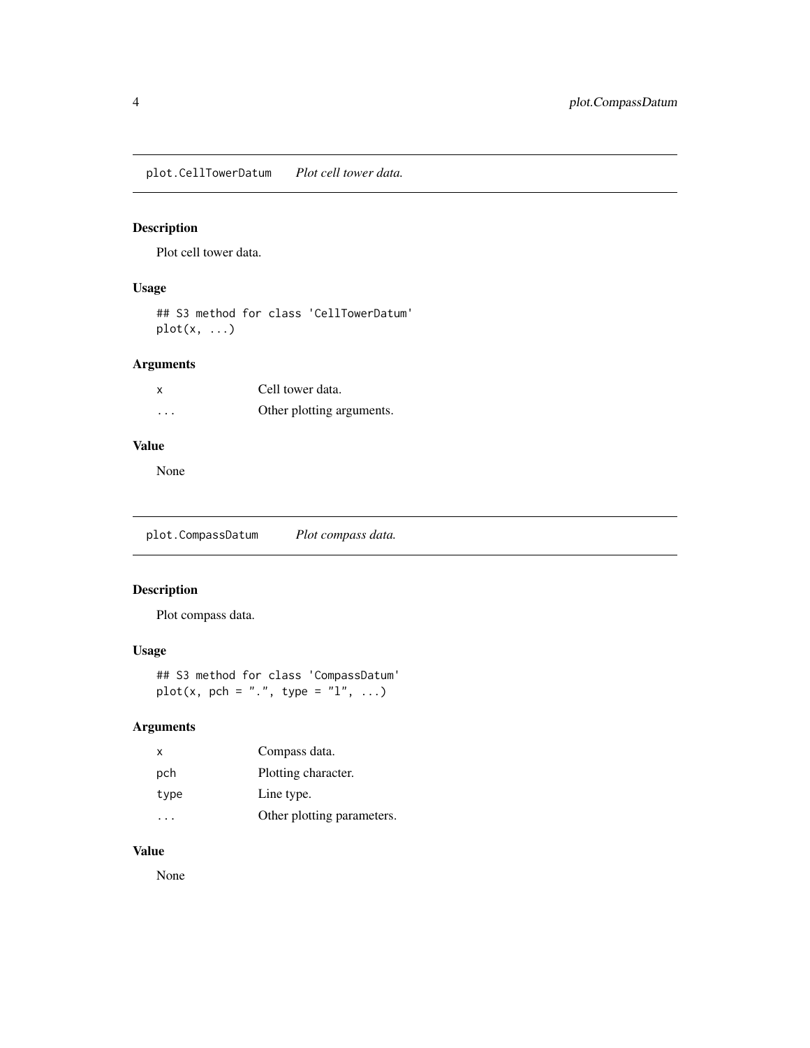## plot.CellTowerDatum    *Plot cell tower data.*

### Description

Plot cell tower data.

### Usage

```
## S3 method for class 'CellTowerDatum'
plot(x, ...)
```

### Arguments

| | |
|---|---|
| `x` | Cell tower data. |
| `...` | Other plotting arguments. |

### Value

None

## plot.CompassDatum    *Plot compass data.*

### Description

Plot compass data.

### Usage

```
## S3 method for class 'CompassDatum'
plot(x, pch = ".", type = "l", ...)
```

### Arguments

| | |
|---|---|
| `x` | Compass data. |
| `pch` | Plotting character. |
| `type` | Line type. |
| `...` | Other plotting parameters. |

### Value

None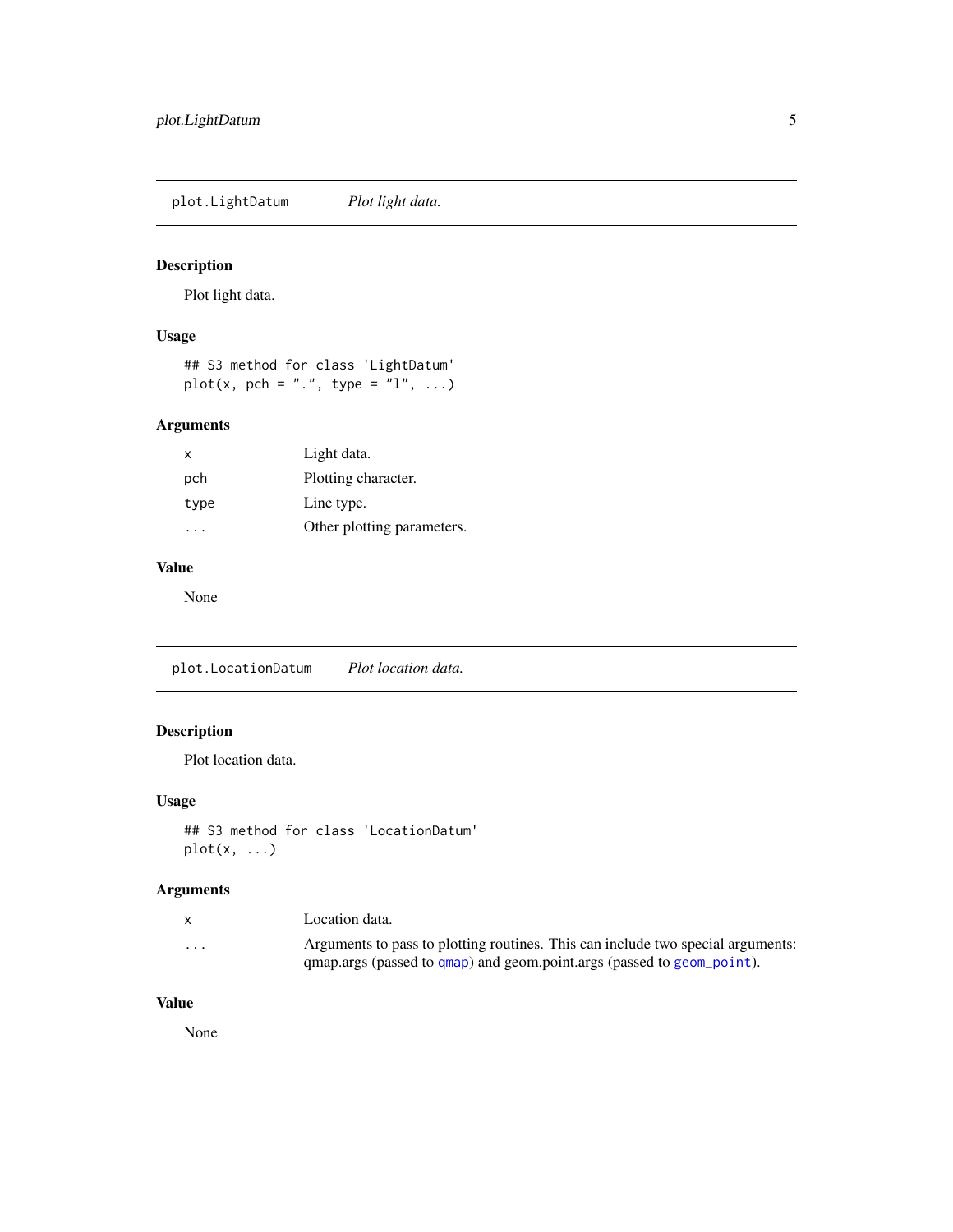## plot.LightDatum — *Plot light data.*

### Description

Plot light data.

### Usage

```
## S3 method for class 'LightDatum'
plot(x, pch = ".", type = "l", ...)
```

### Arguments

| | |
|---|---|
| `x` | Light data. |
| `pch` | Plotting character. |
| `type` | Line type. |
| `...` | Other plotting parameters. |

### Value

None

## plot.LocationDatum — *Plot location data.*

### Description

Plot location data.

### Usage

```
## S3 method for class 'LocationDatum'
plot(x, ...)
```

### Arguments

| | |
|---|---|
| `x` | Location data. |
| `...` | Arguments to pass to plotting routines. This can include two special arguments: qmap.args (passed to `qmap`) and geom.point.args (passed to `geom_point`). |

### Value

None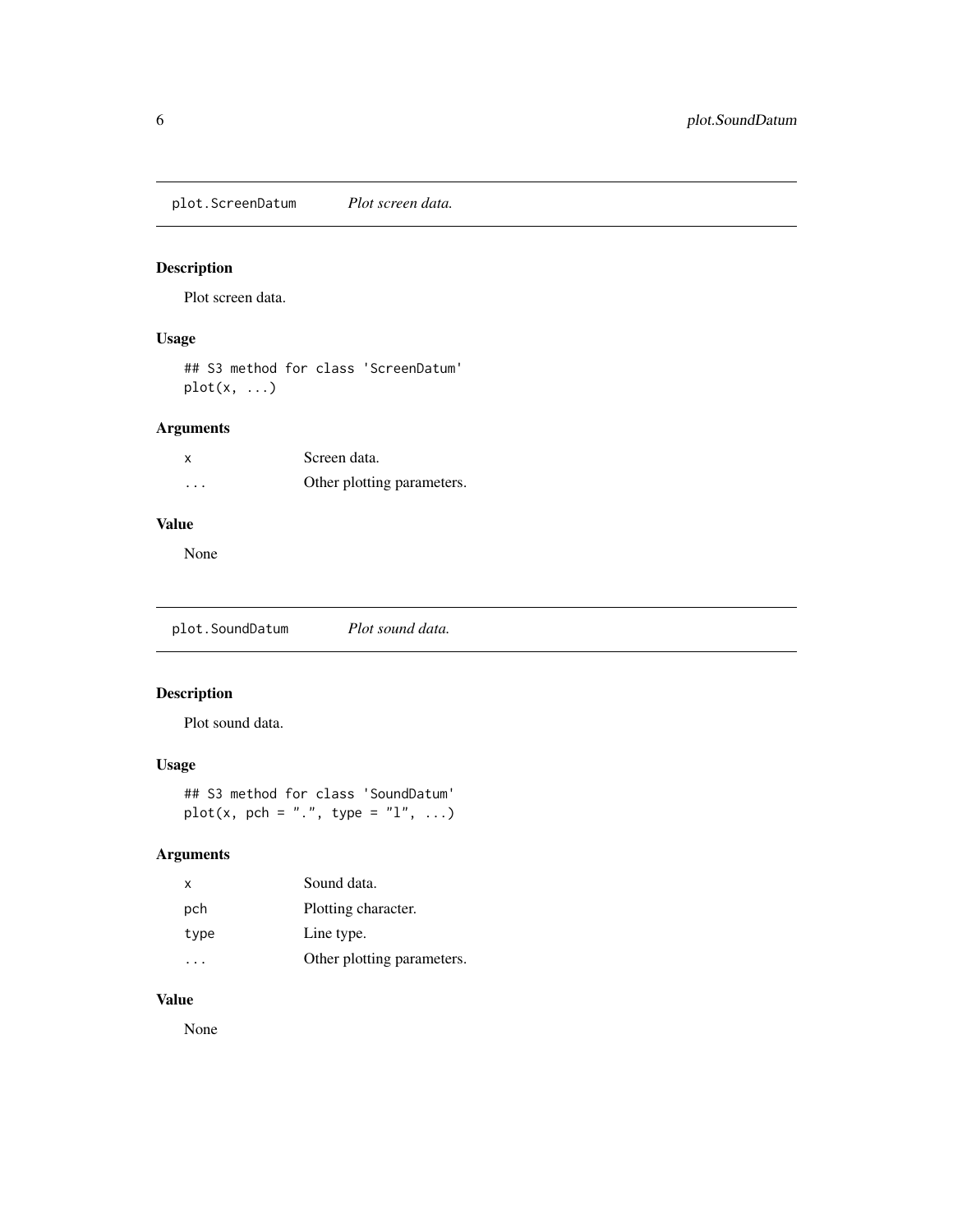## plot.ScreenDatum — *Plot screen data.*

### Description

Plot screen data.

### Usage

```
## S3 method for class 'ScreenDatum'
plot(x, ...)
```

### Arguments

| | |
|---|---|
| `x` | Screen data. |
| `...` | Other plotting parameters. |

### Value

None

## plot.SoundDatum — *Plot sound data.*

### Description

Plot sound data.

### Usage

```
## S3 method for class 'SoundDatum'
plot(x, pch = ".", type = "l", ...)
```

### Arguments

| | |
|---|---|
| `x` | Sound data. |
| `pch` | Plotting character. |
| `type` | Line type. |
| `...` | Other plotting parameters. |

### Value

None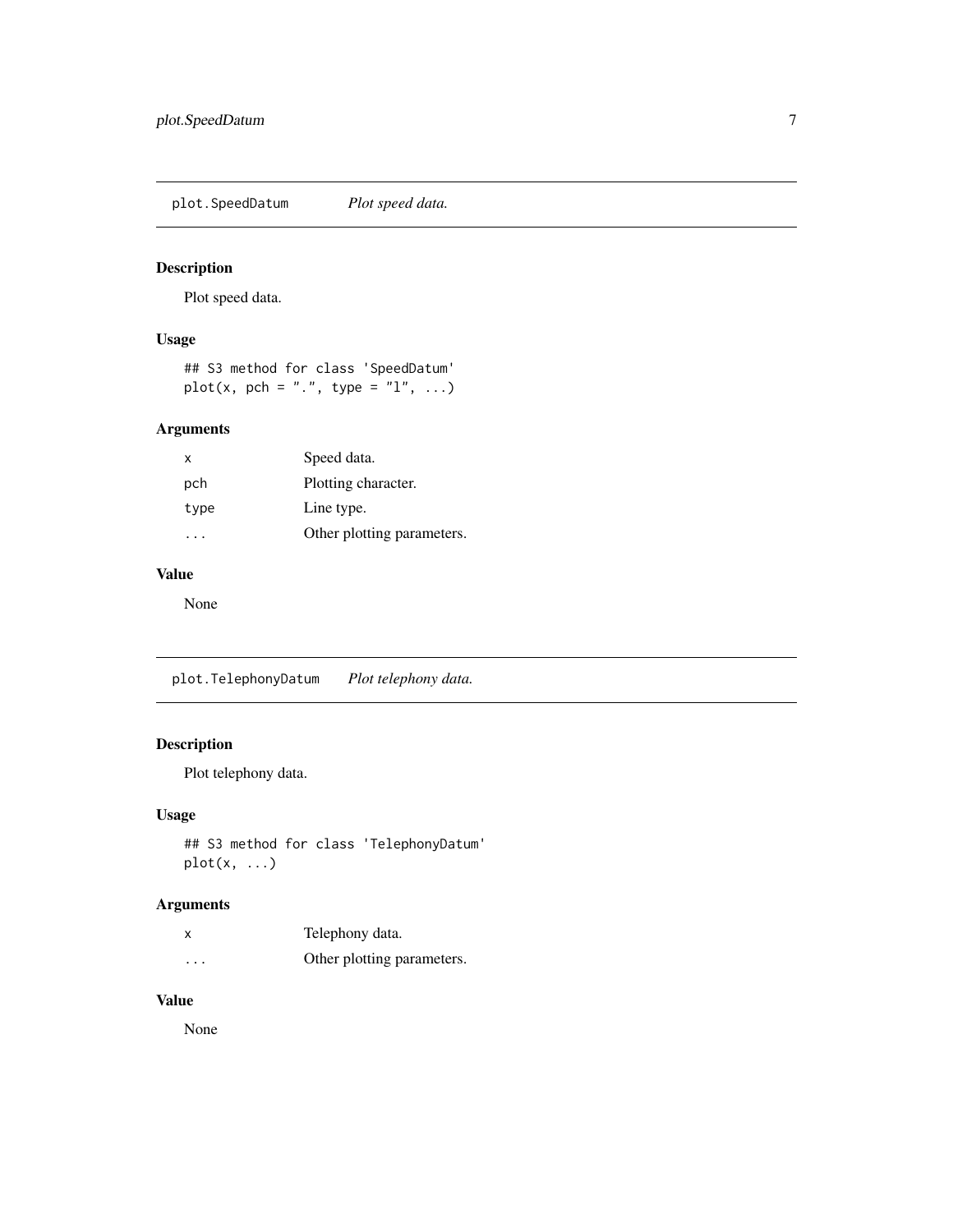## plot.SpeedDatum *Plot speed data.*

### Description

Plot speed data.

### Usage

```
## S3 method for class 'SpeedDatum'
plot(x, pch = ".", type = "l", ...)
```

### Arguments

| | |
|---|---|
| x | Speed data. |
| pch | Plotting character. |
| type | Line type. |
| ... | Other plotting parameters. |

### Value

None

## plot.TelephonyDatum *Plot telephony data.*

### Description

Plot telephony data.

### Usage

```
## S3 method for class 'TelephonyDatum'
plot(x, ...)
```

### Arguments

| | |
|---|---|
| x | Telephony data. |
| ... | Other plotting parameters. |

### Value

None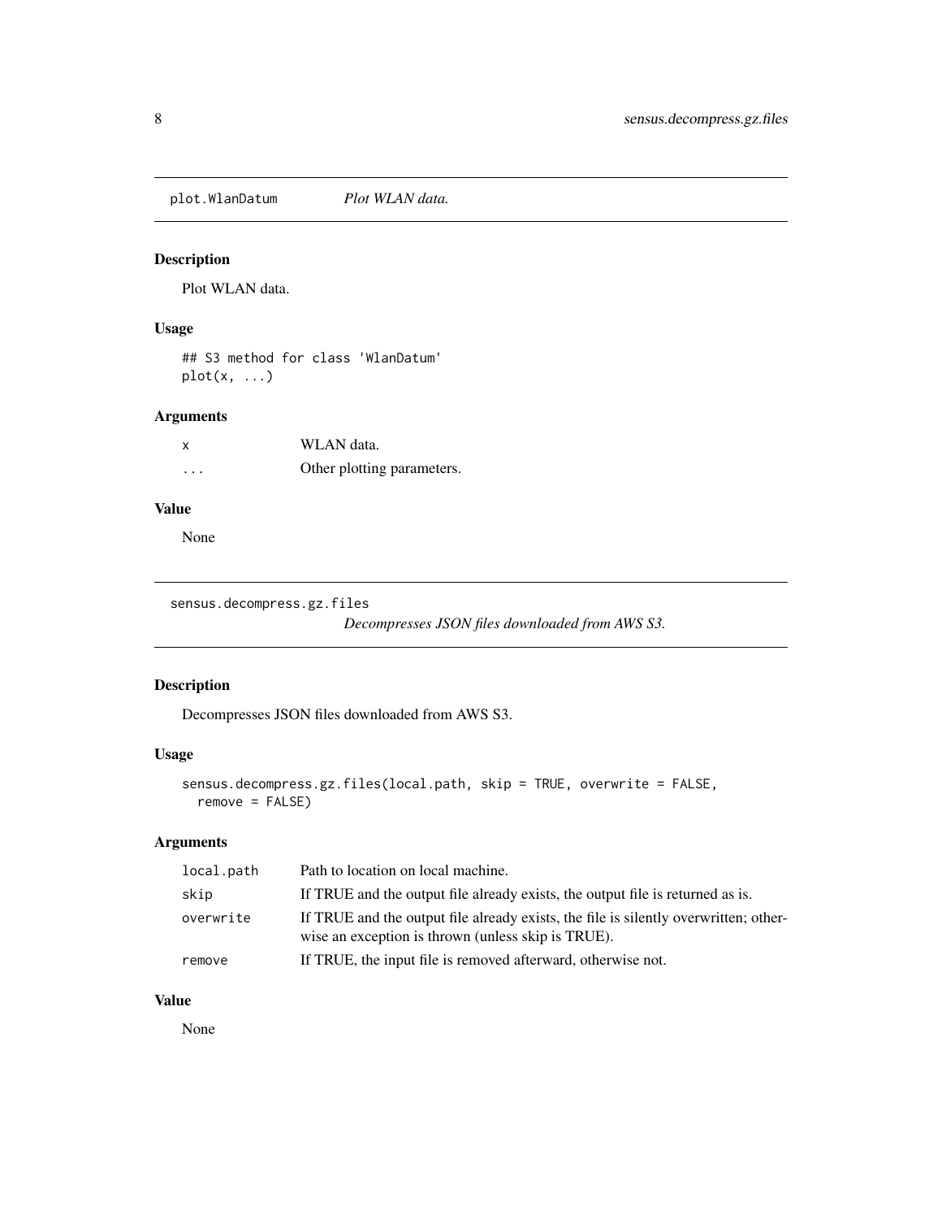## plot.WlanDatum — *Plot WLAN data.*

### Description

Plot WLAN data.

### Usage

```
## S3 method for class 'WlanDatum'
plot(x, ...)
```

### Arguments

| | |
|---|---|
| `x` | WLAN data. |
| `...` | Other plotting parameters. |

### Value

None

## sensus.decompress.gz.files — *Decompresses JSON files downloaded from AWS S3.*

### Description

Decompresses JSON files downloaded from AWS S3.

### Usage

```
sensus.decompress.gz.files(local.path, skip = TRUE, overwrite = FALSE,
  remove = FALSE)
```

### Arguments

| | |
|---|---|
| `local.path` | Path to location on local machine. |
| `skip` | If TRUE and the output file already exists, the output file is returned as is. |
| `overwrite` | If TRUE and the output file already exists, the file is silently overwritten; otherwise an exception is thrown (unless skip is TRUE). |
| `remove` | If TRUE, the input file is removed afterward, otherwise not. |

### Value

None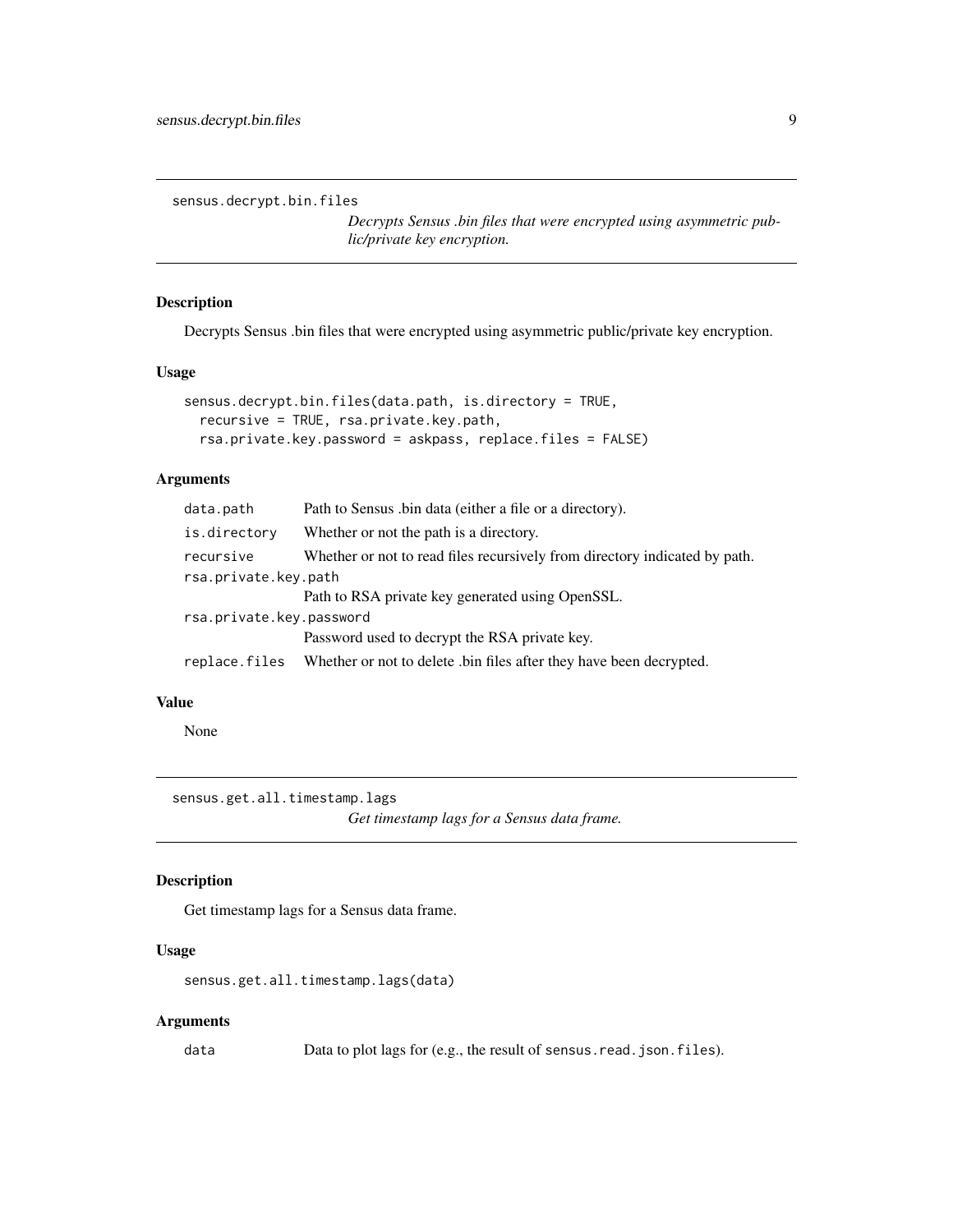## sensus.decrypt.bin.files

*Decrypts Sensus .bin files that were encrypted using asymmetric public/private key encryption.*

### Description

Decrypts Sensus .bin files that were encrypted using asymmetric public/private key encryption.

### Usage

```
sensus.decrypt.bin.files(data.path, is.directory = TRUE,
  recursive = TRUE, rsa.private.key.path,
  rsa.private.key.password = askpass, replace.files = FALSE)
```

### Arguments

| | |
|---|---|
| `data.path` | Path to Sensus .bin data (either a file or a directory). |
| `is.directory` | Whether or not the path is a directory. |
| `recursive` | Whether or not to read files recursively from directory indicated by path. |
| `rsa.private.key.path` | Path to RSA private key generated using OpenSSL. |
| `rsa.private.key.password` | Password used to decrypt the RSA private key. |
| `replace.files` | Whether or not to delete .bin files after they have been decrypted. |

### Value

None

## sensus.get.all.timestamp.lags

*Get timestamp lags for a Sensus data frame.*

### Description

Get timestamp lags for a Sensus data frame.

### Usage

```
sensus.get.all.timestamp.lags(data)
```

### Arguments

| | |
|---|---|
| `data` | Data to plot lags for (e.g., the result of `sensus.read.json.files`). |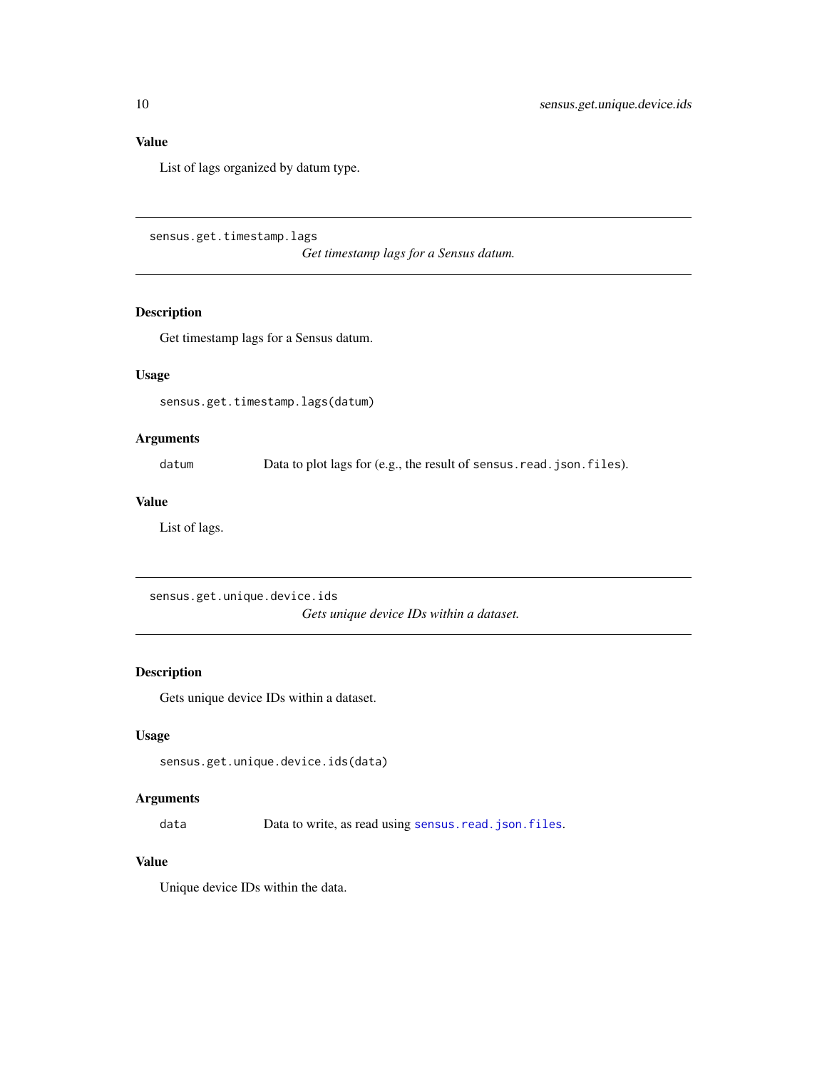### Value

List of lags organized by datum type.

---

`sensus.get.timestamp.lags` *Get timestamp lags for a Sensus datum.*

---

### Description

Get timestamp lags for a Sensus datum.

### Usage

```
sensus.get.timestamp.lags(datum)
```

### Arguments

| | |
|---|---|
| `datum` | Data to plot lags for (e.g., the result of `sensus.read.json.files`). |

### Value

List of lags.

---

`sensus.get.unique.device.ids` *Gets unique device IDs within a dataset.*

---

### Description

Gets unique device IDs within a dataset.

### Usage

```
sensus.get.unique.device.ids(data)
```

### Arguments

| | |
|---|---|
| `data` | Data to write, as read using `sensus.read.json.files`. |

### Value

Unique device IDs within the data.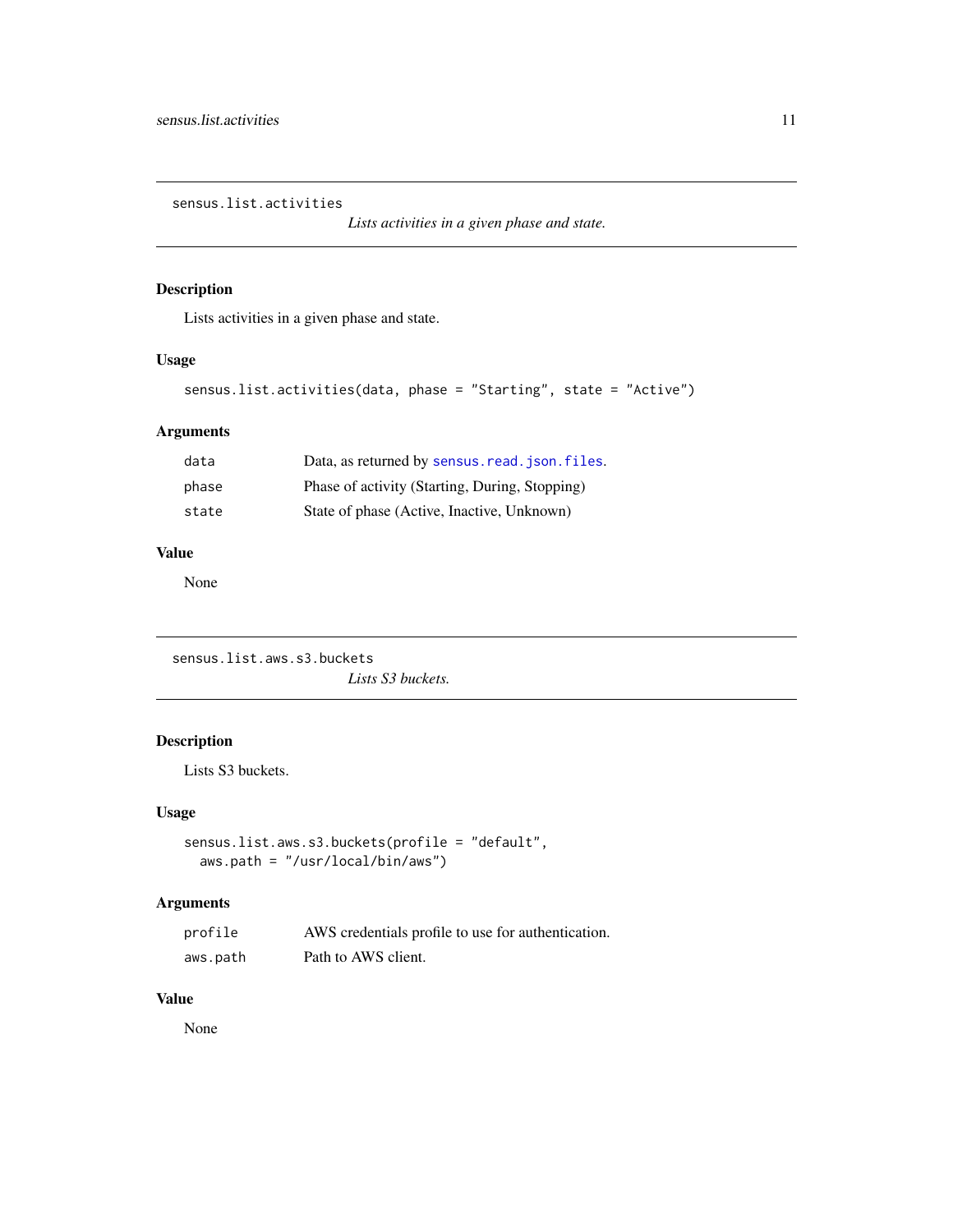## sensus.list.activities

*Lists activities in a given phase and state.*

### Description

Lists activities in a given phase and state.

### Usage

```
sensus.list.activities(data, phase = "Starting", state = "Active")
```

### Arguments

| | |
|---|---|
| data | Data, as returned by sensus.read.json.files. |
| phase | Phase of activity (Starting, During, Stopping) |
| state | State of phase (Active, Inactive, Unknown) |

### Value

None

## sensus.list.aws.s3.buckets

*Lists S3 buckets.*

### Description

Lists S3 buckets.

### Usage

```
sensus.list.aws.s3.buckets(profile = "default",
  aws.path = "/usr/local/bin/aws")
```

### Arguments

| | |
|---|---|
| profile | AWS credentials profile to use for authentication. |
| aws.path | Path to AWS client. |

### Value

None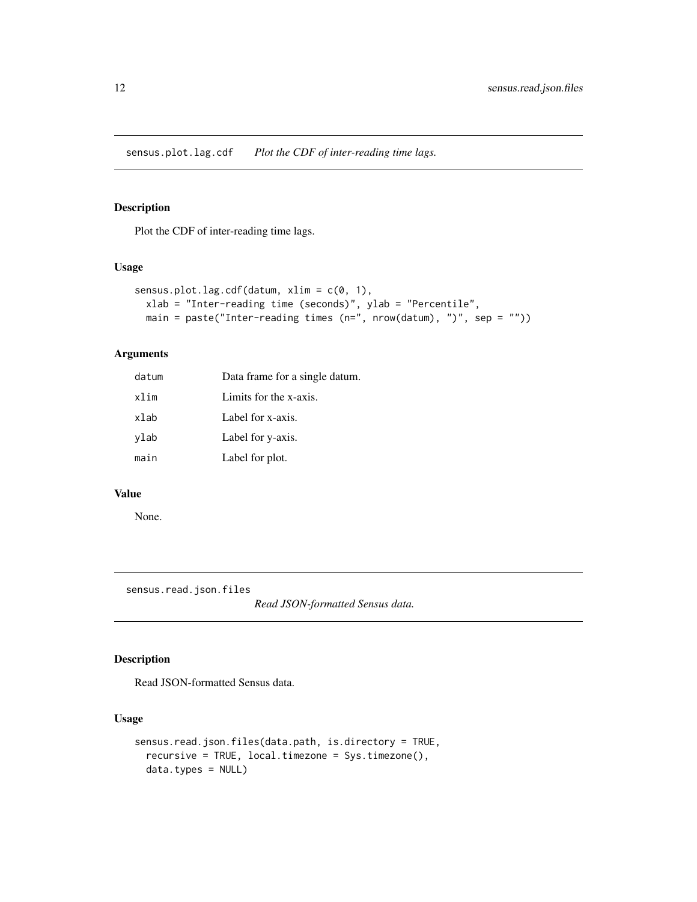## sensus.plot.lag.cdf — *Plot the CDF of inter-reading time lags.*

### Description

Plot the CDF of inter-reading time lags.

### Usage

```
sensus.plot.lag.cdf(datum, xlim = c(0, 1),
  xlab = "Inter-reading time (seconds)", ylab = "Percentile",
  main = paste("Inter-reading times (n=", nrow(datum), ")", sep = ""))
```

### Arguments

| | |
|---|---|
| datum | Data frame for a single datum. |
| xlim | Limits for the x-axis. |
| xlab | Label for x-axis. |
| ylab | Label for y-axis. |
| main | Label for plot. |

### Value

None.

## sensus.read.json.files — *Read JSON-formatted Sensus data.*

### Description

Read JSON-formatted Sensus data.

### Usage

```
sensus.read.json.files(data.path, is.directory = TRUE,
  recursive = TRUE, local.timezone = Sys.timezone(),
  data.types = NULL)
```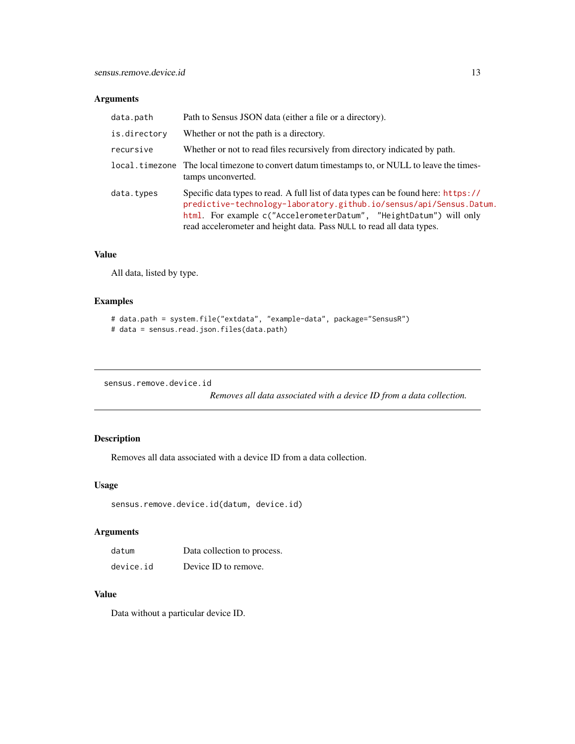### Arguments

| | |
|---|---|
| data.path | Path to Sensus JSON data (either a file or a directory). |
| is.directory | Whether or not the path is a directory. |
| recursive | Whether or not to read files recursively from directory indicated by path. |
| local.timezone | The local timezone to convert datum timestamps to, or NULL to leave the timestamps unconverted. |
| data.types | Specific data types to read. A full list of data types can be found here: https://predictive-technology-laboratory.github.io/sensus/api/Sensus.Datum.html. For example c("AccelerometerDatum", "HeightDatum") will only read accelerometer and height data. Pass NULL to read all data types. |

### Value

All data, listed by type.

### Examples

```
# data.path = system.file("extdata", "example-data", package="SensusR")
# data = sensus.read.json.files(data.path)
```

---

## sensus.remove.device.id

*Removes all data associated with a device ID from a data collection.*

---

### Description

Removes all data associated with a device ID from a data collection.

### Usage

```
sensus.remove.device.id(datum, device.id)
```

### Arguments

| | |
|---|---|
| datum | Data collection to process. |
| device.id | Device ID to remove. |

### Value

Data without a particular device ID.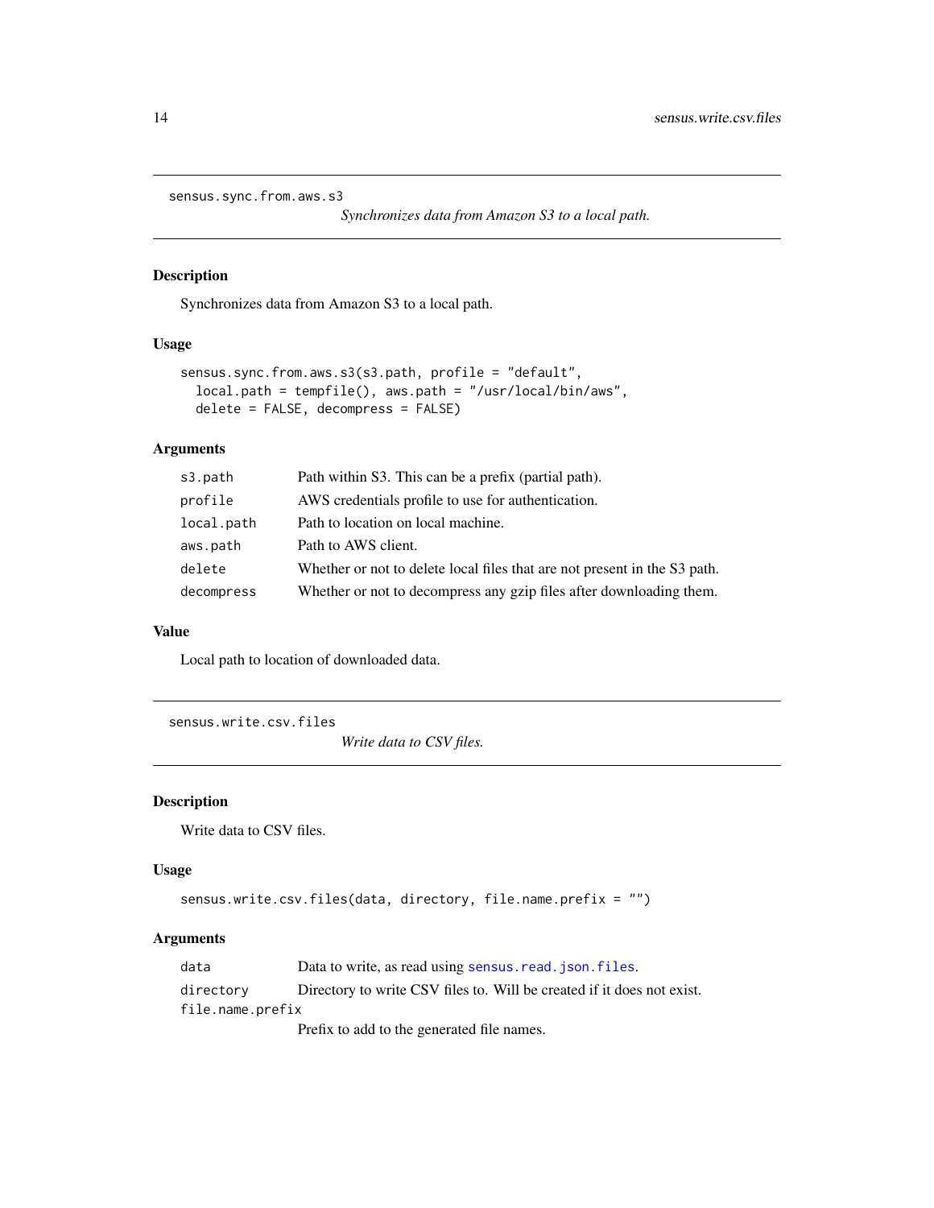## sensus.sync.from.aws.s3

*Synchronizes data from Amazon S3 to a local path.*

### Description

Synchronizes data from Amazon S3 to a local path.

### Usage

```
sensus.sync.from.aws.s3(s3.path, profile = "default",
  local.path = tempfile(), aws.path = "/usr/local/bin/aws",
  delete = FALSE, decompress = FALSE)
```

### Arguments

| | |
|---|---|
| `s3.path` | Path within S3. This can be a prefix (partial path). |
| `profile` | AWS credentials profile to use for authentication. |
| `local.path` | Path to location on local machine. |
| `aws.path` | Path to AWS client. |
| `delete` | Whether or not to delete local files that are not present in the S3 path. |
| `decompress` | Whether or not to decompress any gzip files after downloading them. |

### Value

Local path to location of downloaded data.

## sensus.write.csv.files

*Write data to CSV files.*

### Description

Write data to CSV files.

### Usage

```
sensus.write.csv.files(data, directory, file.name.prefix = "")
```

### Arguments

| | |
|---|---|
| `data` | Data to write, as read using `sensus.read.json.files`. |
| `directory` | Directory to write CSV files to. Will be created if it does not exist. |
| `file.name.prefix` | Prefix to add to the generated file names. |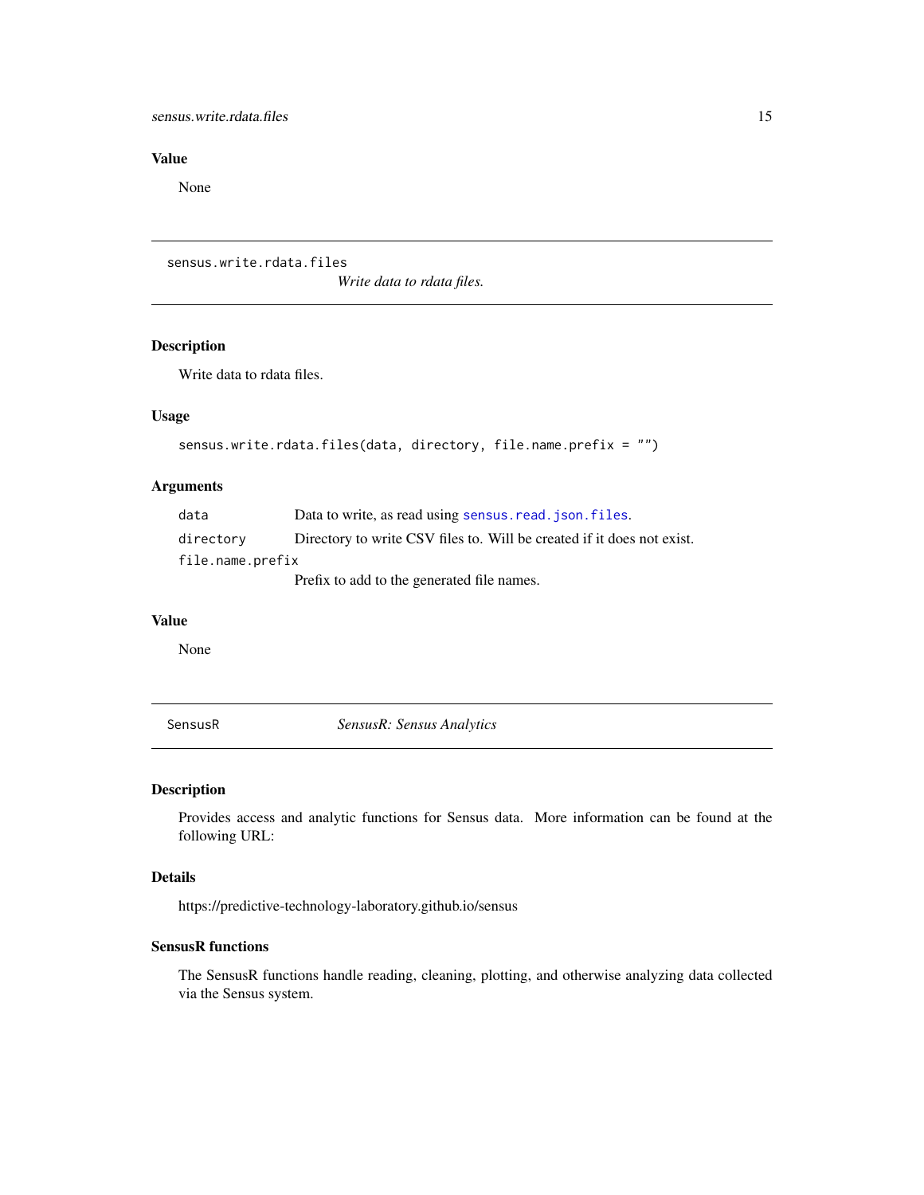### Value

None

---

`sensus.write.rdata.files` *Write data to rdata files.*

---

### Description

Write data to rdata files.

### Usage

```
sensus.write.rdata.files(data, directory, file.name.prefix = "")
```

### Arguments

| | |
|---|---|
| `data` | Data to write, as read using `sensus.read.json.files`. |
| `directory` | Directory to write CSV files to. Will be created if it does not exist. |
| `file.name.prefix` | Prefix to add to the generated file names. |

### Value

None

---

`SensusR` *SensusR: Sensus Analytics*

---

### Description

Provides access and analytic functions for Sensus data. More information can be found at the following URL:

### Details

https://predictive-technology-laboratory.github.io/sensus

### SensusR functions

The SensusR functions handle reading, cleaning, plotting, and otherwise analyzing data collected via the Sensus system.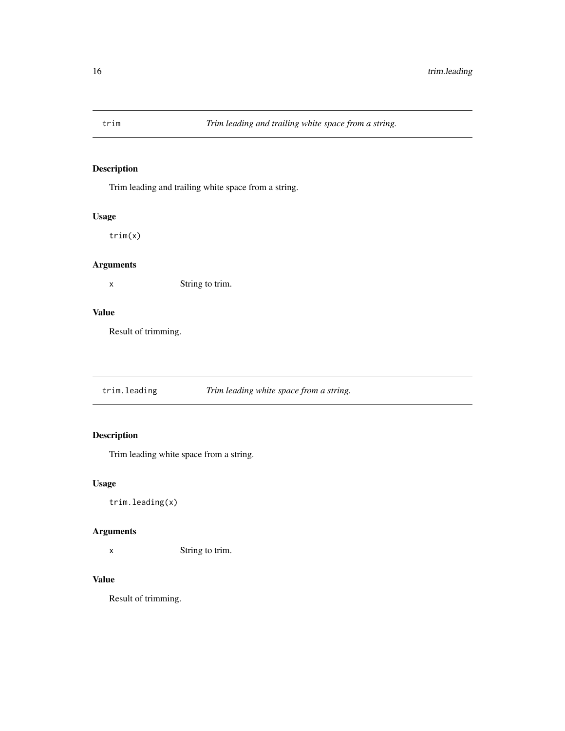## `trim` — *Trim leading and trailing white space from a string.*

### Description

Trim leading and trailing white space from a string.

### Usage

```
trim(x)
```

### Arguments

| | |
|---|---|
| `x` | String to trim. |

### Value

Result of trimming.

## `trim.leading` — *Trim leading white space from a string.*

### Description

Trim leading white space from a string.

### Usage

```
trim.leading(x)
```

### Arguments

| | |
|---|---|
| `x` | String to trim. |

### Value

Result of trimming.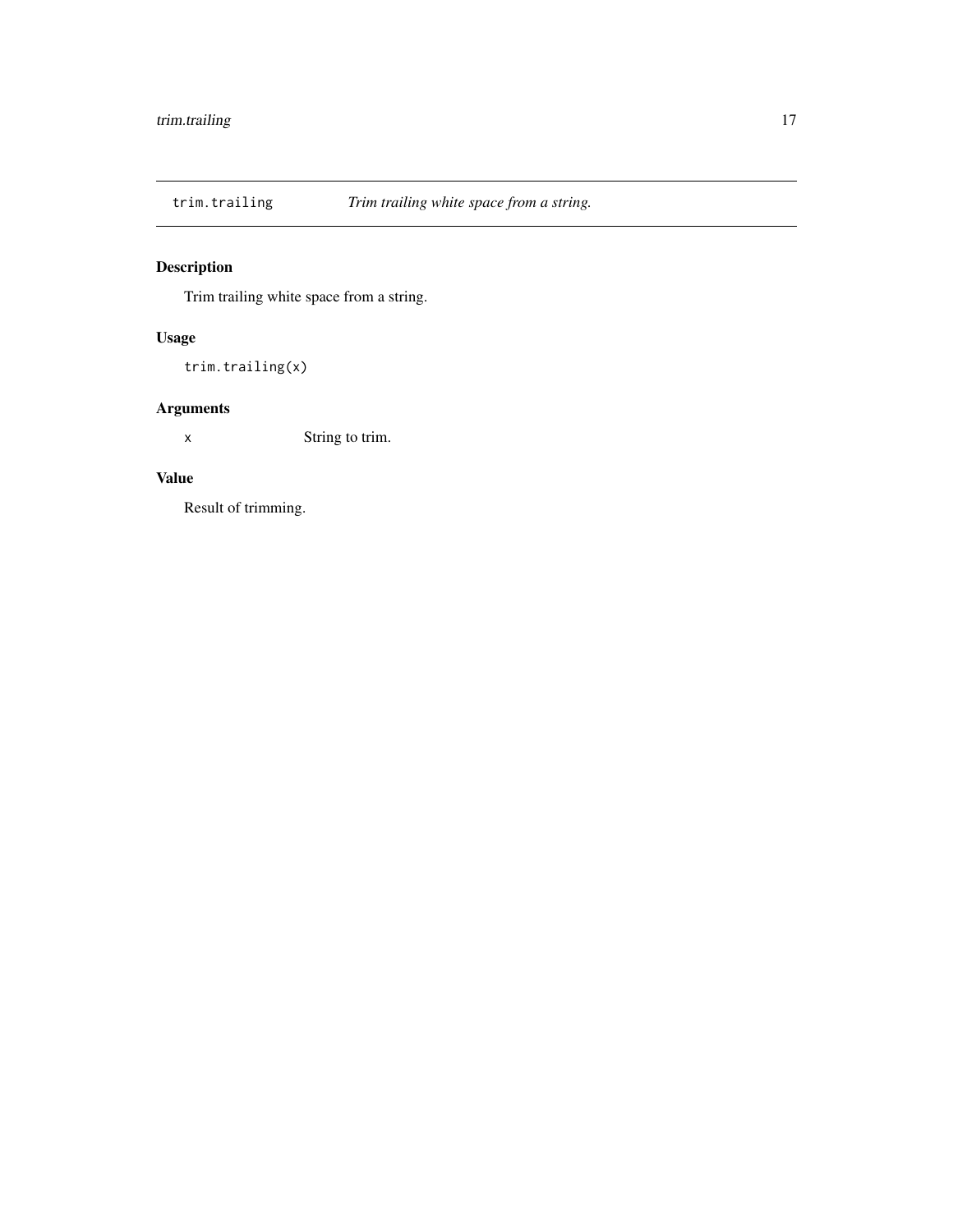## trim.trailing *Trim trailing white space from a string.*

### Description

Trim trailing white space from a string.

### Usage

```
trim.trailing(x)
```

### Arguments

| | |
|---|---|
| `x` | String to trim. |

### Value

Result of trimming.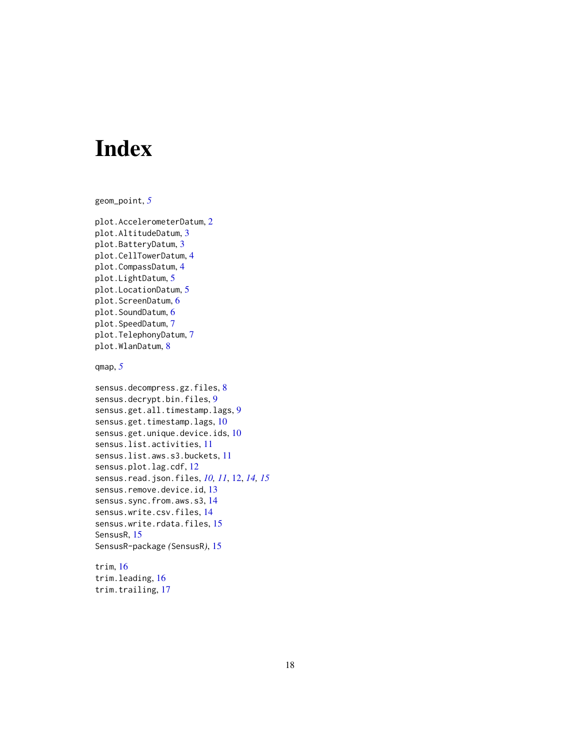# Index

geom_point, *5*

plot.AccelerometerDatum, 2
plot.AltitudeDatum, 3
plot.BatteryDatum, 3
plot.CellTowerDatum, 4
plot.CompassDatum, 4
plot.LightDatum, 5
plot.LocationDatum, 5
plot.ScreenDatum, 6
plot.SoundDatum, 6
plot.SpeedDatum, 7
plot.TelephonyDatum, 7
plot.WlanDatum, 8

qmap, *5*

sensus.decompress.gz.files, 8
sensus.decrypt.bin.files, 9
sensus.get.all.timestamp.lags, 9
sensus.get.timestamp.lags, 10
sensus.get.unique.device.ids, 10
sensus.list.activities, 11
sensus.list.aws.s3.buckets, 11
sensus.plot.lag.cdf, 12
sensus.read.json.files, *10, 11*, 12, *14, 15*
sensus.remove.device.id, 13
sensus.sync.from.aws.s3, 14
sensus.write.csv.files, 14
sensus.write.rdata.files, 15
SensusR, 15
SensusR-package *(*SensusR*)*, 15

trim, 16
trim.leading, 16
trim.trailing, 17